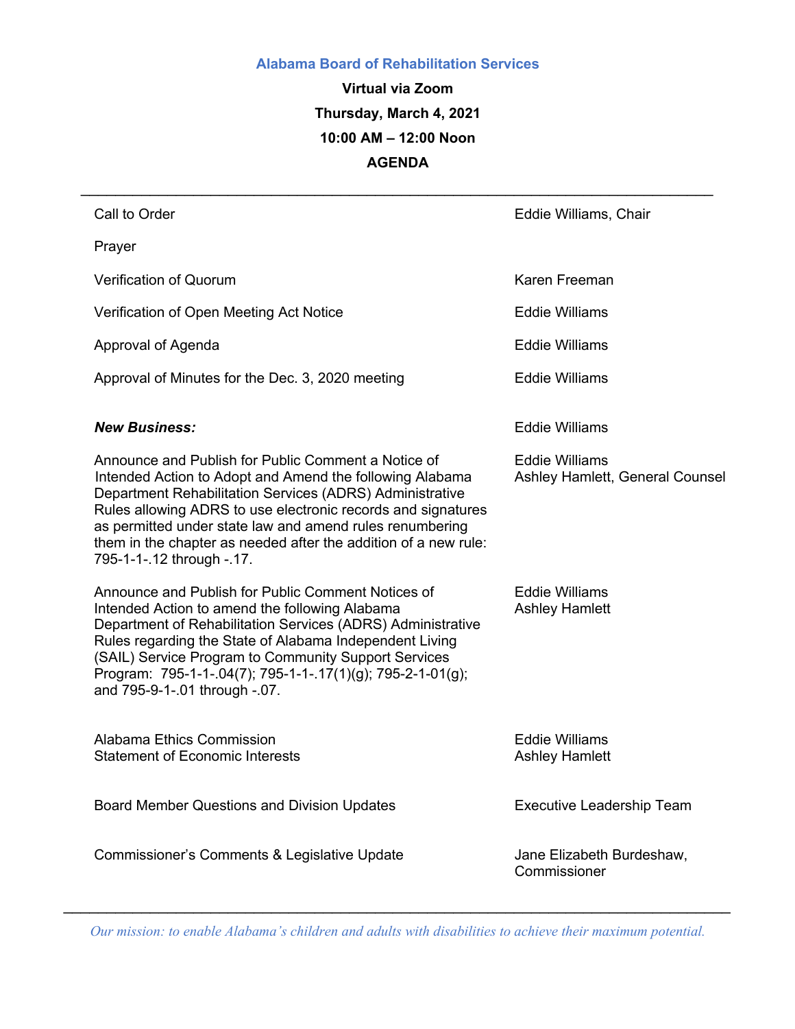# Alabama Board of Rehabilitation Services

**Virtual via Zoom**

**Thursday, March 4, 2021**

**10:00 AM – 12:00 Noon**

**AGENDA**

---

| Item | Presenter |
|---|---|
| Call to Order | Eddie Williams, Chair |
| Prayer | |
| Verification of Quorum | Karen Freeman |
| Verification of Open Meeting Act Notice | Eddie Williams |
| Approval of Agenda | Eddie Williams |
| Approval of Minutes for the Dec. 3, 2020 meeting | Eddie Williams |
| ***New Business:*** | Eddie Williams |
| Announce and Publish for Public Comment a Notice of Intended Action to Adopt and Amend the following Alabama Department Rehabilitation Services (ADRS) Administrative Rules allowing ADRS to use electronic records and signatures as permitted under state law and amend rules renumbering them in the chapter as needed after the addition of a new rule: 795-1-1-.12 through -.17. | Eddie Williams<br>Ashley Hamlett, General Counsel |
| Announce and Publish for Public Comment Notices of Intended Action to amend the following Alabama Department of Rehabilitation Services (ADRS) Administrative Rules regarding the State of Alabama Independent Living (SAIL) Service Program to Community Support Services Program: 795-1-1-.04(7); 795-1-1-.17(1)(g); 795-2-1-01(g); and 795-9-1-.01 through -.07. | Eddie Williams<br>Ashley Hamlett |
| Alabama Ethics Commission<br>Statement of Economic Interests | Eddie Williams<br>Ashley Hamlett |
| Board Member Questions and Division Updates | Executive Leadership Team |
| Commissioner's Comments & Legislative Update | Jane Elizabeth Burdeshaw, Commissioner |

---

*Our mission: to enable Alabama's children and adults with disabilities to achieve their maximum potential.*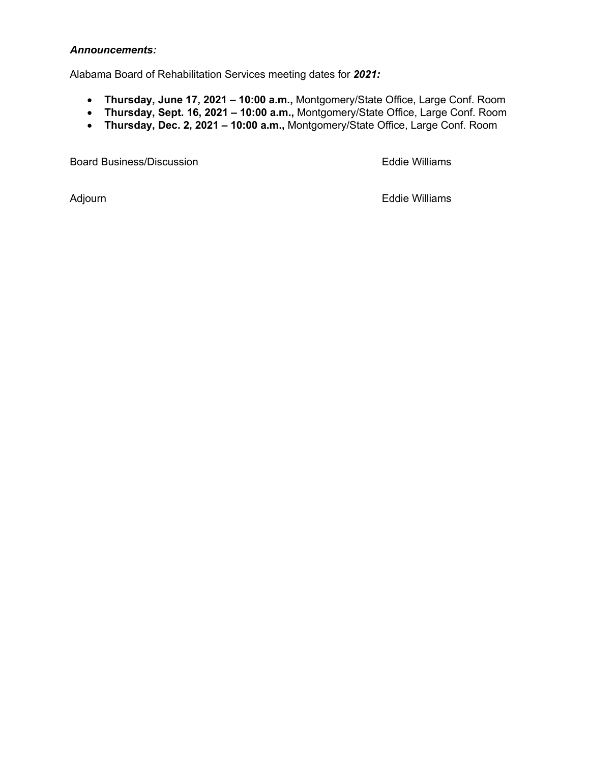***Announcements:***

Alabama Board of Rehabilitation Services meeting dates for ***2021:***

- **Thursday, June 17, 2021 – 10:00 a.m.,** Montgomery/State Office, Large Conf. Room
- **Thursday, Sept. 16, 2021 – 10:00 a.m.,** Montgomery/State Office, Large Conf. Room
- **Thursday, Dec. 2, 2021 – 10:00 a.m.,** Montgomery/State Office, Large Conf. Room

Board Business/Discussion — Eddie Williams

Adjourn — Eddie Williams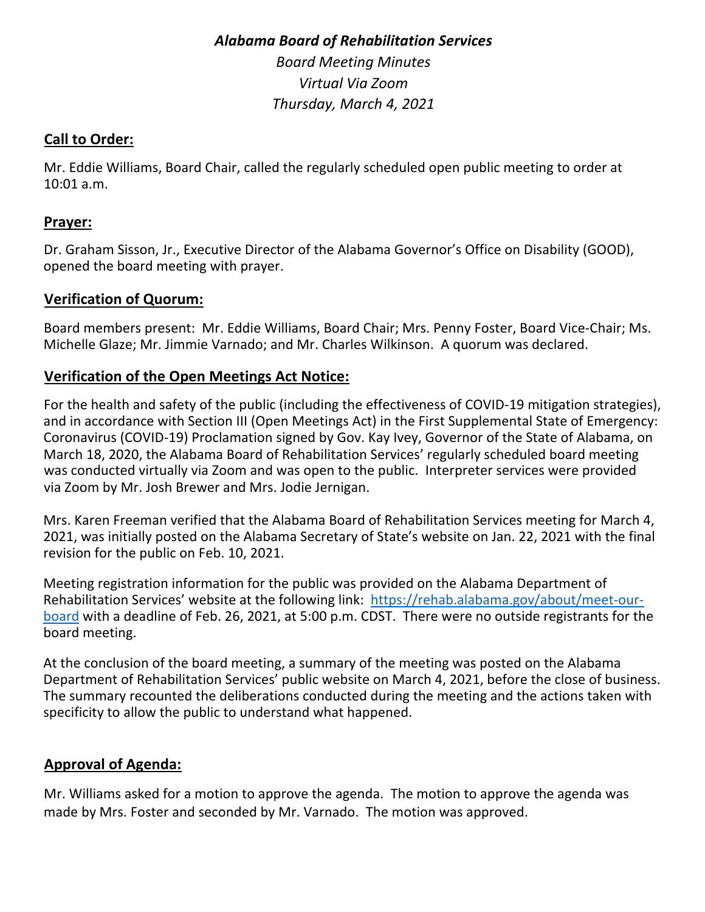***Alabama Board of Rehabilitation Services***

*Board Meeting Minutes*
*Virtual Via Zoom*
*Thursday, March 4, 2021*

## Call to Order:

Mr. Eddie Williams, Board Chair, called the regularly scheduled open public meeting to order at 10:01 a.m.

## Prayer:

Dr. Graham Sisson, Jr., Executive Director of the Alabama Governor's Office on Disability (GOOD), opened the board meeting with prayer.

## Verification of Quorum:

Board members present: Mr. Eddie Williams, Board Chair; Mrs. Penny Foster, Board Vice-Chair; Ms. Michelle Glaze; Mr. Jimmie Varnado; and Mr. Charles Wilkinson. A quorum was declared.

## Verification of the Open Meetings Act Notice:

For the health and safety of the public (including the effectiveness of COVID-19 mitigation strategies), and in accordance with Section III (Open Meetings Act) in the First Supplemental State of Emergency: Coronavirus (COVID-19) Proclamation signed by Gov. Kay Ivey, Governor of the State of Alabama, on March 18, 2020, the Alabama Board of Rehabilitation Services' regularly scheduled board meeting was conducted virtually via Zoom and was open to the public. Interpreter services were provided via Zoom by Mr. Josh Brewer and Mrs. Jodie Jernigan.

Mrs. Karen Freeman verified that the Alabama Board of Rehabilitation Services meeting for March 4, 2021, was initially posted on the Alabama Secretary of State's website on Jan. 22, 2021 with the final revision for the public on Feb. 10, 2021.

Meeting registration information for the public was provided on the Alabama Department of Rehabilitation Services' website at the following link: [https://rehab.alabama.gov/about/meet-our-board](https://rehab.alabama.gov/about/meet-our-board) with a deadline of Feb. 26, 2021, at 5:00 p.m. CDST. There were no outside registrants for the board meeting.

At the conclusion of the board meeting, a summary of the meeting was posted on the Alabama Department of Rehabilitation Services' public website on March 4, 2021, before the close of business. The summary recounted the deliberations conducted during the meeting and the actions taken with specificity to allow the public to understand what happened.

## Approval of Agenda:

Mr. Williams asked for a motion to approve the agenda. The motion to approve the agenda was made by Mrs. Foster and seconded by Mr. Varnado. The motion was approved.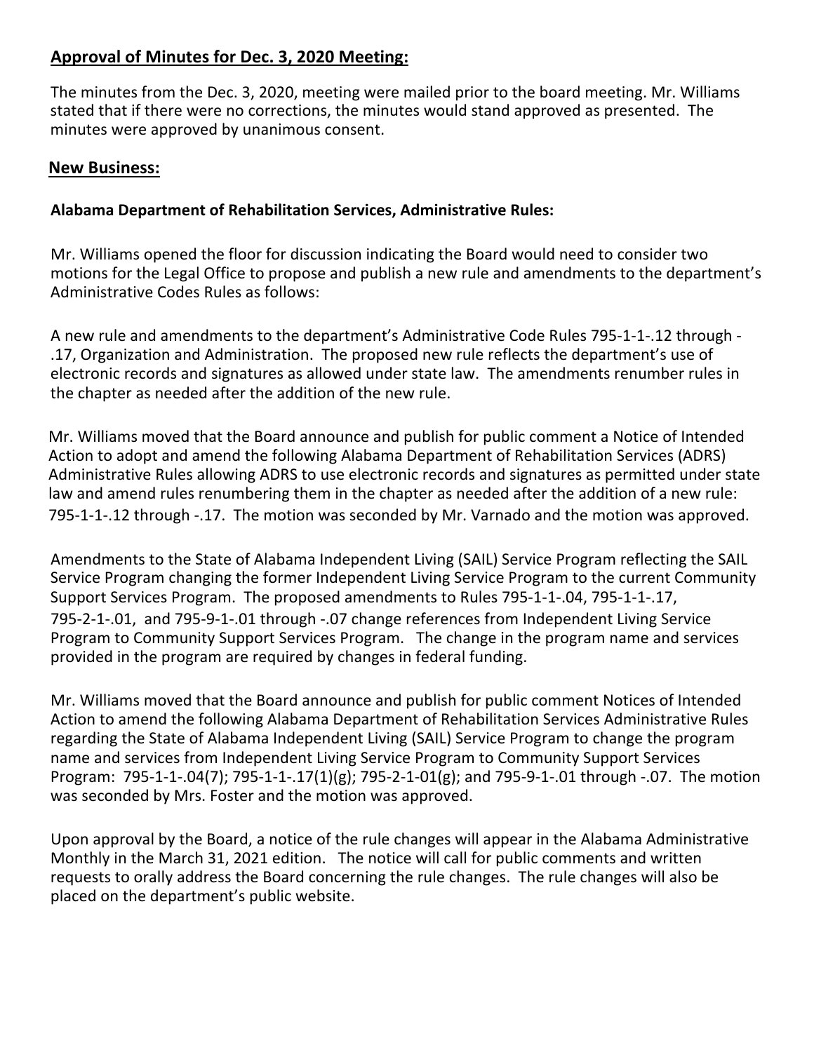## Approval of Minutes for Dec. 3, 2020 Meeting:

The minutes from the Dec. 3, 2020, meeting were mailed prior to the board meeting. Mr. Williams stated that if there were no corrections, the minutes would stand approved as presented. The minutes were approved by unanimous consent.

## New Business:

### Alabama Department of Rehabilitation Services, Administrative Rules:

Mr. Williams opened the floor for discussion indicating the Board would need to consider two motions for the Legal Office to propose and publish a new rule and amendments to the department's Administrative Codes Rules as follows:

A new rule and amendments to the department's Administrative Code Rules 795-1-1-.12 through -.17, Organization and Administration. The proposed new rule reflects the department's use of electronic records and signatures as allowed under state law. The amendments renumber rules in the chapter as needed after the addition of the new rule.

Mr. Williams moved that the Board announce and publish for public comment a Notice of Intended Action to adopt and amend the following Alabama Department of Rehabilitation Services (ADRS) Administrative Rules allowing ADRS to use electronic records and signatures as permitted under state law and amend rules renumbering them in the chapter as needed after the addition of a new rule: 795-1-1-.12 through -.17. The motion was seconded by Mr. Varnado and the motion was approved.

Amendments to the State of Alabama Independent Living (SAIL) Service Program reflecting the SAIL Service Program changing the former Independent Living Service Program to the current Community Support Services Program. The proposed amendments to Rules 795-1-1-.04, 795-1-1-.17, 795-2-1-.01, and 795-9-1-.01 through -.07 change references from Independent Living Service Program to Community Support Services Program. The change in the program name and services provided in the program are required by changes in federal funding.

Mr. Williams moved that the Board announce and publish for public comment Notices of Intended Action to amend the following Alabama Department of Rehabilitation Services Administrative Rules regarding the State of Alabama Independent Living (SAIL) Service Program to change the program name and services from Independent Living Service Program to Community Support Services Program: 795-1-1-.04(7); 795-1-1-.17(1)(g); 795-2-1-01(g); and 795-9-1-.01 through -.07. The motion was seconded by Mrs. Foster and the motion was approved.

Upon approval by the Board, a notice of the rule changes will appear in the Alabama Administrative Monthly in the March 31, 2021 edition. The notice will call for public comments and written requests to orally address the Board concerning the rule changes. The rule changes will also be placed on the department's public website.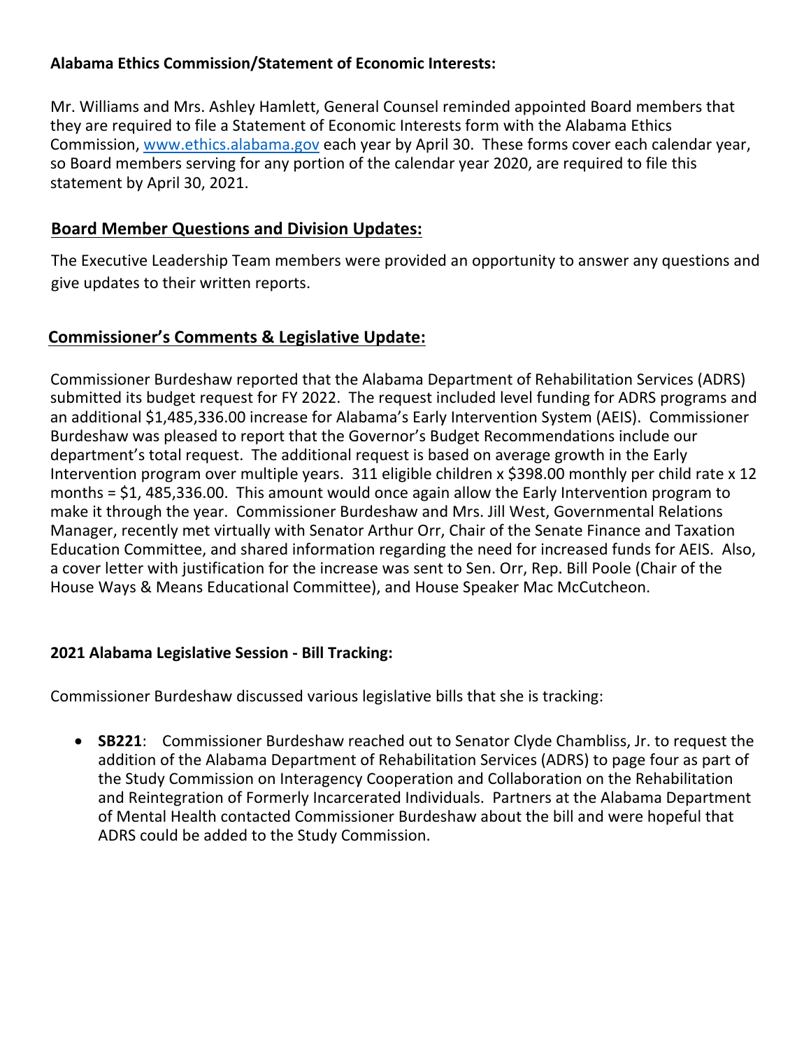**Alabama Ethics Commission/Statement of Economic Interests:**

Mr. Williams and Mrs. Ashley Hamlett, General Counsel reminded appointed Board members that they are required to file a Statement of Economic Interests form with the Alabama Ethics Commission, www.ethics.alabama.gov each year by April 30. These forms cover each calendar year, so Board members serving for any portion of the calendar year 2020, are required to file this statement by April 30, 2021.

## Board Member Questions and Division Updates:

The Executive Leadership Team members were provided an opportunity to answer any questions and give updates to their written reports.

## Commissioner's Comments & Legislative Update:

Commissioner Burdeshaw reported that the Alabama Department of Rehabilitation Services (ADRS) submitted its budget request for FY 2022. The request included level funding for ADRS programs and an additional $1,485,336.00 increase for Alabama's Early Intervention System (AEIS). Commissioner Burdeshaw was pleased to report that the Governor's Budget Recommendations include our department's total request. The additional request is based on average growth in the Early Intervention program over multiple years. 311 eligible children x $398.00 monthly per child rate x 12 months = $1, 485,336.00. This amount would once again allow the Early Intervention program to make it through the year. Commissioner Burdeshaw and Mrs. Jill West, Governmental Relations Manager, recently met virtually with Senator Arthur Orr, Chair of the Senate Finance and Taxation Education Committee, and shared information regarding the need for increased funds for AEIS. Also, a cover letter with justification for the increase was sent to Sen. Orr, Rep. Bill Poole (Chair of the House Ways & Means Educational Committee), and House Speaker Mac McCutcheon.

**2021 Alabama Legislative Session - Bill Tracking:**

Commissioner Burdeshaw discussed various legislative bills that she is tracking:

- **SB221**: Commissioner Burdeshaw reached out to Senator Clyde Chambliss, Jr. to request the addition of the Alabama Department of Rehabilitation Services (ADRS) to page four as part of the Study Commission on Interagency Cooperation and Collaboration on the Rehabilitation and Reintegration of Formerly Incarcerated Individuals. Partners at the Alabama Department of Mental Health contacted Commissioner Burdeshaw about the bill and were hopeful that ADRS could be added to the Study Commission.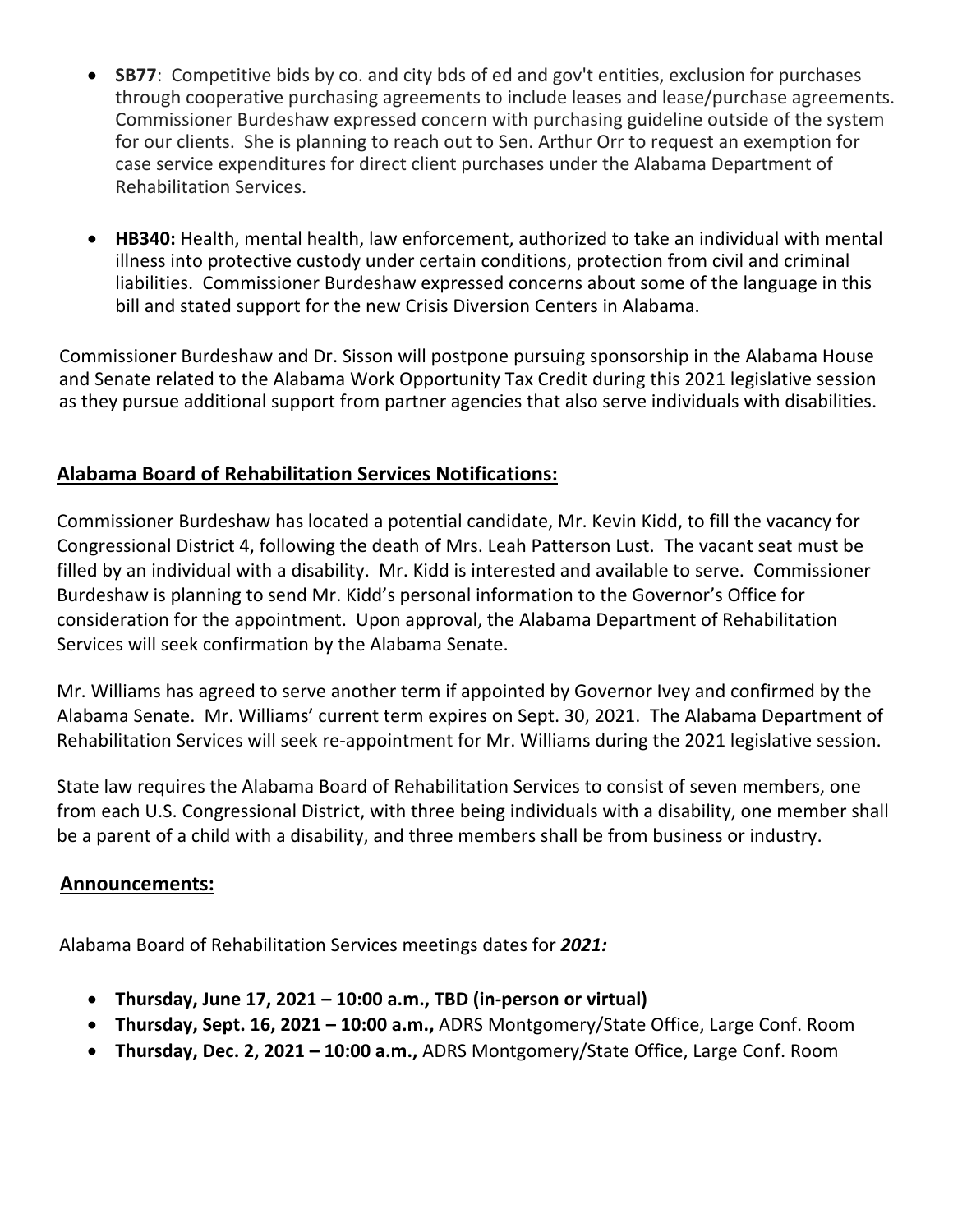- **SB77**: Competitive bids by co. and city bds of ed and gov't entities, exclusion for purchases through cooperative purchasing agreements to include leases and lease/purchase agreements. Commissioner Burdeshaw expressed concern with purchasing guideline outside of the system for our clients. She is planning to reach out to Sen. Arthur Orr to request an exemption for case service expenditures for direct client purchases under the Alabama Department of Rehabilitation Services.

- **HB340:** Health, mental health, law enforcement, authorized to take an individual with mental illness into protective custody under certain conditions, protection from civil and criminal liabilities. Commissioner Burdeshaw expressed concerns about some of the language in this bill and stated support for the new Crisis Diversion Centers in Alabama.

Commissioner Burdeshaw and Dr. Sisson will postpone pursuing sponsorship in the Alabama House and Senate related to the Alabama Work Opportunity Tax Credit during this 2021 legislative session as they pursue additional support from partner agencies that also serve individuals with disabilities.

## Alabama Board of Rehabilitation Services Notifications:

Commissioner Burdeshaw has located a potential candidate, Mr. Kevin Kidd, to fill the vacancy for Congressional District 4, following the death of Mrs. Leah Patterson Lust. The vacant seat must be filled by an individual with a disability. Mr. Kidd is interested and available to serve. Commissioner Burdeshaw is planning to send Mr. Kidd's personal information to the Governor's Office for consideration for the appointment. Upon approval, the Alabama Department of Rehabilitation Services will seek confirmation by the Alabama Senate.

Mr. Williams has agreed to serve another term if appointed by Governor Ivey and confirmed by the Alabama Senate. Mr. Williams' current term expires on Sept. 30, 2021. The Alabama Department of Rehabilitation Services will seek re-appointment for Mr. Williams during the 2021 legislative session.

State law requires the Alabama Board of Rehabilitation Services to consist of seven members, one from each U.S. Congressional District, with three being individuals with a disability, one member shall be a parent of a child with a disability, and three members shall be from business or industry.

## Announcements:

Alabama Board of Rehabilitation Services meetings dates for ***2021:***

- **Thursday, June 17, 2021 – 10:00 a.m., TBD (in-person or virtual)**
- **Thursday, Sept. 16, 2021 – 10:00 a.m.,** ADRS Montgomery/State Office, Large Conf. Room
- **Thursday, Dec. 2, 2021 – 10:00 a.m.,** ADRS Montgomery/State Office, Large Conf. Room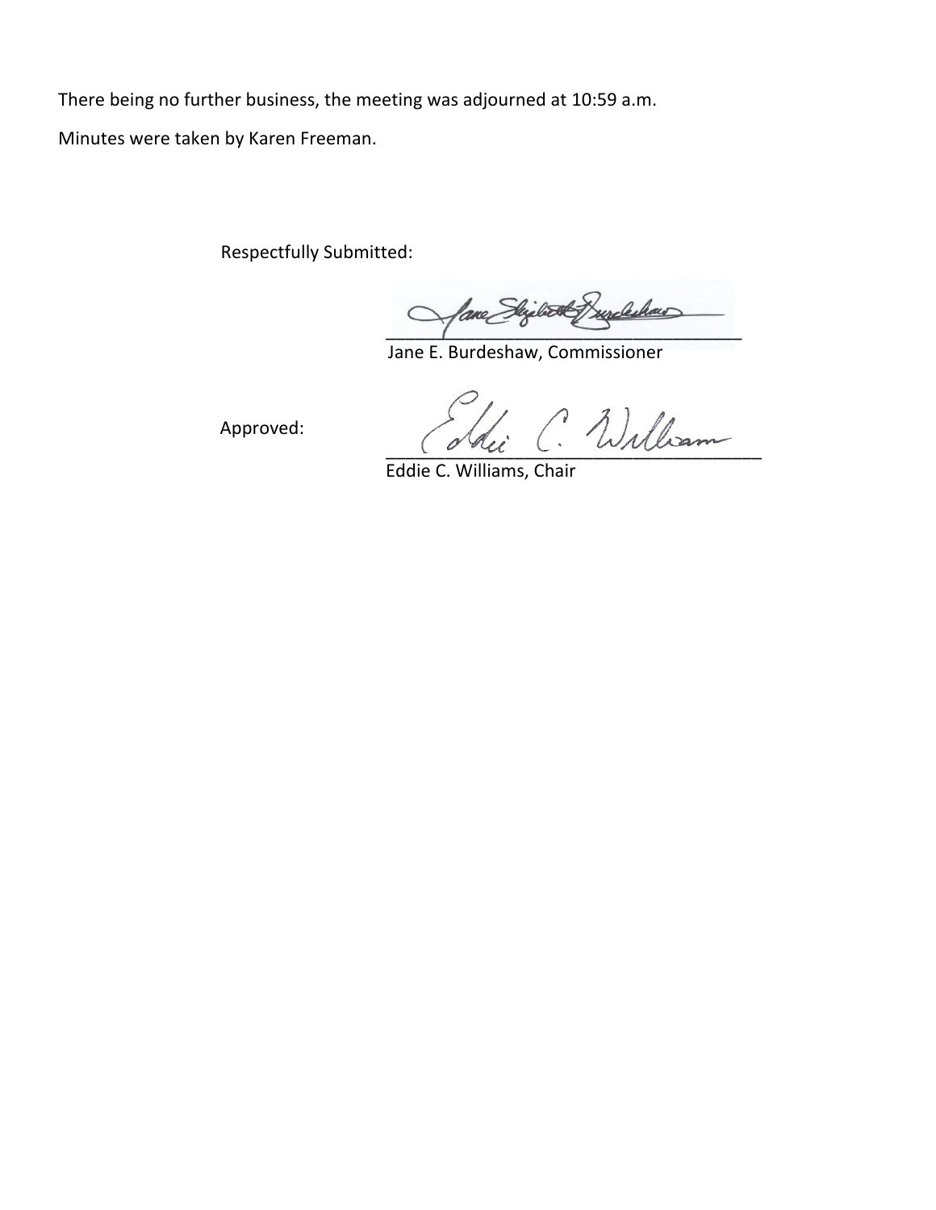There being no further business, the meeting was adjourned at 10:59 a.m.

Minutes were taken by Karen Freeman.

Respectfully Submitted:

Jane E. Burdeshaw, Commissioner

Approved:

Eddie C. Williams, Chair